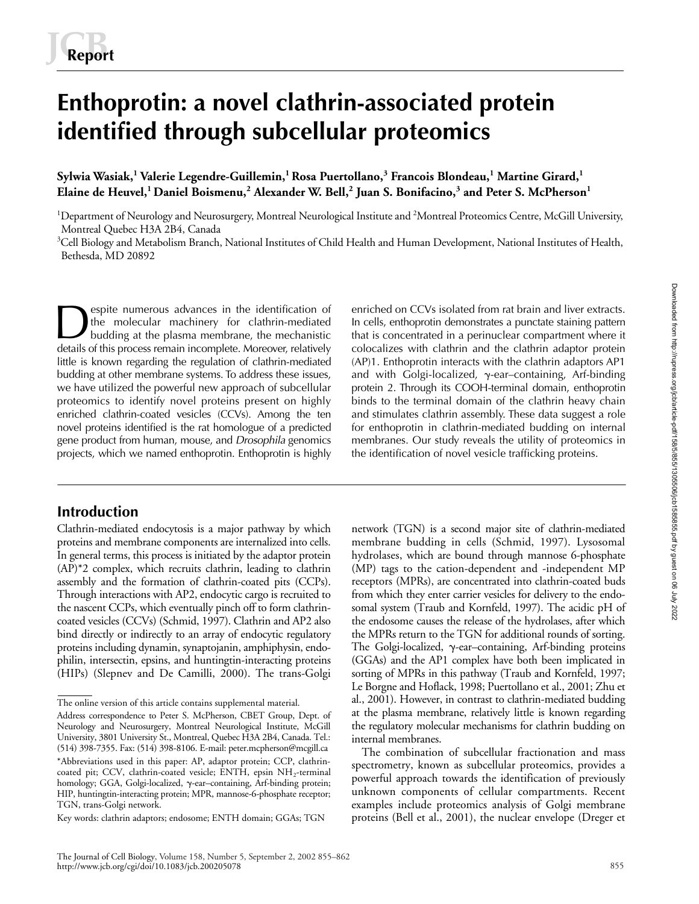Report

# Enthoprotin: a novel clathrin-associated protein identified through subcellular proteomics

Sylwia Wasiak,[1] Valerie Legendre-Guillemin,[1] Rosa Puertollano,[3] Francois Blondeau,[1] Martine Girard,[1] Elaine de Heuvel,[1] Daniel Boismenu,[2] Alexander W. Bell,[2] Juan S. Bonifacino,[3] and Peter S. McPherson[1]

[1]Department of Neurology and Neurosurgery, Montreal Neurological Institute and [2]Montreal Proteomics Centre, McGill University, Montreal Quebec H3A 2B4, Canada

[3]Cell Biology and Metabolism Branch, National Institutes of Child Health and Human Development, National Institutes of Health, Bethesda, MD 20892

Despite numerous advances in the identification of the molecular machinery for clathrin-mediated budding at the plasma membrane, the mechanistic details of this process remain incomplete. Moreover, relatively little is known regarding the regulation of clathrin-mediated budding at other membrane systems. To address these issues, we have utilized the powerful new approach of subcellular proteomics to identify novel proteins present on highly enriched clathrin-coated vesicles (CCVs). Among the ten novel proteins identified is the rat homologue of a predicted gene product from human, mouse, and *Drosophila* genomics projects, which we named enthoprotin. Enthoprotin is highly enriched on CCVs isolated from rat brain and liver extracts. In cells, enthoprotin demonstrates a punctate staining pattern that is concentrated in a perinuclear compartment where it colocalizes with clathrin and the clathrin adaptor protein (AP)1. Enthoprotin interacts with the clathrin adaptors AP1 and with Golgi-localized, γ-ear–containing, Arf-binding protein 2. Through its COOH-terminal domain, enthoprotin binds to the terminal domain of the clathrin heavy chain and stimulates clathrin assembly. These data suggest a role for enthoprotin in clathrin-mediated budding on internal membranes. Our study reveals the utility of proteomics in the identification of novel vesicle trafficking proteins.

## Introduction

Clathrin-mediated endocytosis is a major pathway by which proteins and membrane components are internalized into cells. In general terms, this process is initiated by the adaptor protein (AP)*2 complex, which recruits clathrin, leading to clathrin assembly and the formation of clathrin-coated pits (CCPs). Through interactions with AP2, endocytic cargo is recruited to the nascent CCPs, which eventually pinch off to form clathrin-coated vesicles (CCVs) (Schmid, 1997). Clathrin and AP2 also bind directly or indirectly to an array of endocytic regulatory proteins including dynamin, synaptojanin, amphiphysin, endophilin, intersectin, epsins, and huntingtin-interacting proteins (HIPs) (Slepnev and De Camilli, 2000). The trans-Golgi network (TGN) is a second major site of clathrin-mediated membrane budding in cells (Schmid, 1997). Lysosomal hydrolases, which are bound through mannose 6-phosphate (MP) tags to the cation-dependent and -independent MP receptors (MPRs), are concentrated into clathrin-coated buds from which they enter carrier vesicles for delivery to the endosomal system (Traub and Kornfeld, 1997). The acidic pH of the endosome causes the release of the hydrolases, after which the MPRs return to the TGN for additional rounds of sorting. The Golgi-localized, γ-ear–containing, Arf-binding proteins (GGAs) and the AP1 complex have both been implicated in sorting of MPRs in this pathway (Traub and Kornfeld, 1997; Le Borgne and Hoflack, 1998; Puertollano et al., 2001; Zhu et al., 2001). However, in contrast to clathrin-mediated budding at the plasma membrane, relatively little is known regarding the regulatory molecular mechanisms for clathrin budding on internal membranes.

The combination of subcellular fractionation and mass spectrometry, known as subcellular proteomics, provides a powerful approach towards the identification of previously unknown components of cellular compartments. Recent examples include proteomics analysis of Golgi membrane proteins (Bell et al., 2001), the nuclear envelope (Dreger et

---

The online version of this article contains supplemental material.

Address correspondence to Peter S. McPherson, CBET Group, Dept. of Neurology and Neurosurgery, Montreal Neurological Institute, McGill University, 3801 University St., Montreal, Quebec H3A 2B4, Canada. Tel.: (514) 398-7355. Fax: (514) 398-8106. E-mail: peter.mcpherson@mcgill.ca

*Abbreviations used in this paper: AP, adaptor protein; CCP, clathrin-coated pit; CCV, clathrin-coated vesicle; ENTH, epsin $NH_2$-terminal homology; GGA, Golgi-localized, γ-ear–containing, Arf-binding protein; HIP, huntingtin-interacting protein; MPR, mannose-6-phosphate receptor; TGN, trans-Golgi network.

Key words: clathrin adaptors; endosome; ENTH domain; GGAs; TGN

The Journal of Cell Biology, Volume 158, Number 5, September 2, 2002 855–862
http://www.jcb.org/cgi/doi/10.1083/jcb.200205078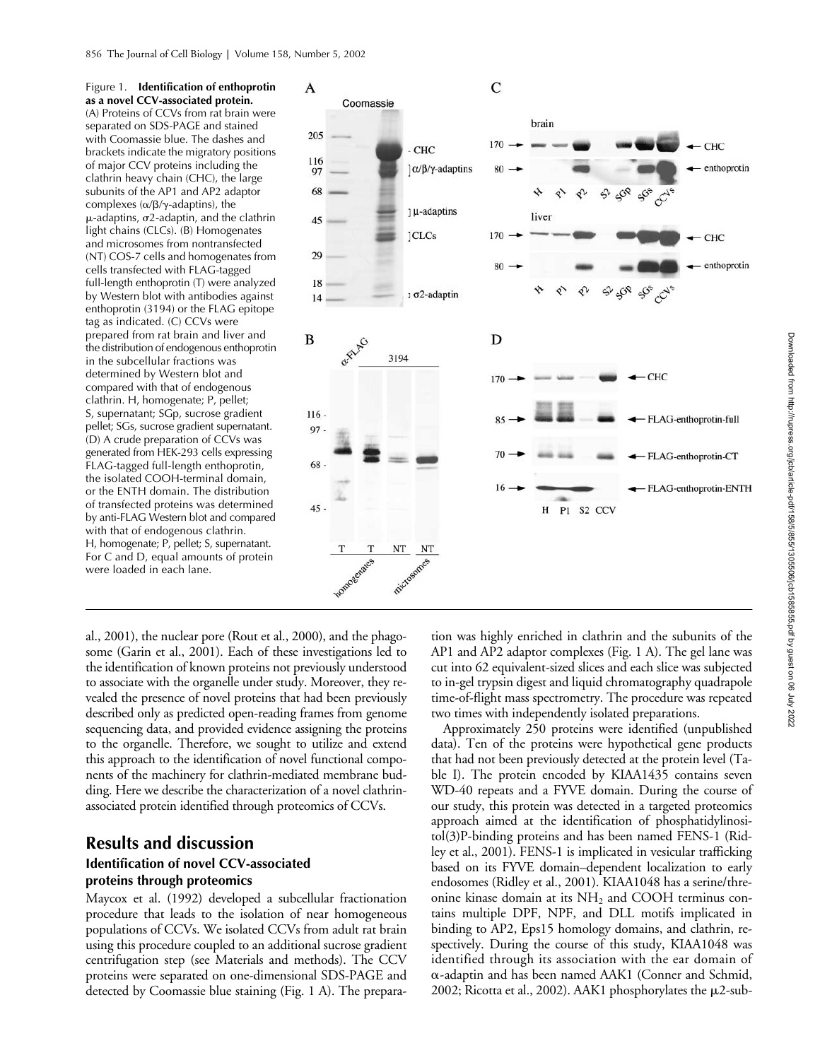Figure 1. **Identification of enthoprotin as a novel CCV-associated protein.** (A) Proteins of CCVs from rat brain were separated on SDS-PAGE and stained with Coomassie blue. The dashes and brackets indicate the migratory positions of major CCV proteins including the clathrin heavy chain (CHC), the large subunits of the AP1 and AP2 adaptor complexes (α/β/γ-adaptins), the μ-adaptins, σ2-adaptin, and the clathrin light chains (CLCs). (B) Homogenates and microsomes from nontransfected (NT) COS-7 cells and homogenates from cells transfected with FLAG-tagged full-length enthoprotin (T) were analyzed by Western blot with antibodies against enthoprotin (3194) or the FLAG epitope tag as indicated. (C) CCVs were prepared from rat brain and liver and the distribution of endogenous enthoprotin in the subcellular fractions was determined by Western blot and compared with that of endogenous clathrin. H, homogenate; P, pellet; S, supernatant; SGp, sucrose gradient pellet; SGs, sucrose gradient supernatant. (D) A crude preparation of CCVs was generated from HEK-293 cells expressing FLAG-tagged full-length enthoprotin, the isolated COOH-terminal domain, or the ENTH domain. The distribution of transfected proteins was determined by anti-FLAG Western blot and compared with that of endogenous clathrin. H, homogenate; P, pellet; S, supernatant. For C and D, equal amounts of protein were loaded in each lane.

al., 2001), the nuclear pore (Rout et al., 2000), and the phagosome (Garin et al., 2001). Each of these investigations led to the identification of known proteins not previously understood to associate with the organelle under study. Moreover, they revealed the presence of novel proteins that had been previously described only as predicted open-reading frames from genome sequencing data, and provided evidence assigning the proteins to the organelle. Therefore, we sought to utilize and extend this approach to the identification of novel functional components of the machinery for clathrin-mediated membrane budding. Here we describe the characterization of a novel clathrin-associated protein identified through proteomics of CCVs.

## Results and discussion

### Identification of novel CCV-associated proteins through proteomics

Maycox et al. (1992) developed a subcellular fractionation procedure that leads to the isolation of near homogeneous populations of CCVs. We isolated CCVs from adult rat brain using this procedure coupled to an additional sucrose gradient centrifugation step (see Materials and methods). The CCV proteins were separated on one-dimensional SDS-PAGE and detected by Coomassie blue staining (Fig. 1 A). The preparation was highly enriched in clathrin and the subunits of the AP1 and AP2 adaptor complexes (Fig. 1 A). The gel lane was cut into 62 equivalent-sized slices and each slice was subjected to in-gel trypsin digest and liquid chromatography quadrapole time-of-flight mass spectrometry. The procedure was repeated two times with independently isolated preparations.

Approximately 250 proteins were identified (unpublished data). Ten of the proteins were hypothetical gene products that had not been previously detected at the protein level (Table I). The protein encoded by KIAA1435 contains seven WD-40 repeats and a FYVE domain. During the course of our study, this protein was detected in a targeted proteomics approach aimed at the identification of phosphatidylinositol(3)P-binding proteins and has been named FENS-1 (Ridley et al., 2001). FENS-1 is implicated in vesicular trafficking based on its FYVE domain–dependent localization to early endosomes (Ridley et al., 2001). KIAA1048 has a serine/threonine kinase domain at its $NH_2$ and COOH terminus contains multiple DPF, NPF, and DLL motifs implicated in binding to AP2, Eps15 homology domains, and clathrin, respectively. During the course of this study, KIAA1048 was identified through its association with the ear domain of α-adaptin and has been named AAK1 (Conner and Schmid, 2002; Ricotta et al., 2002). AAK1 phosphorylates the μ2-sub-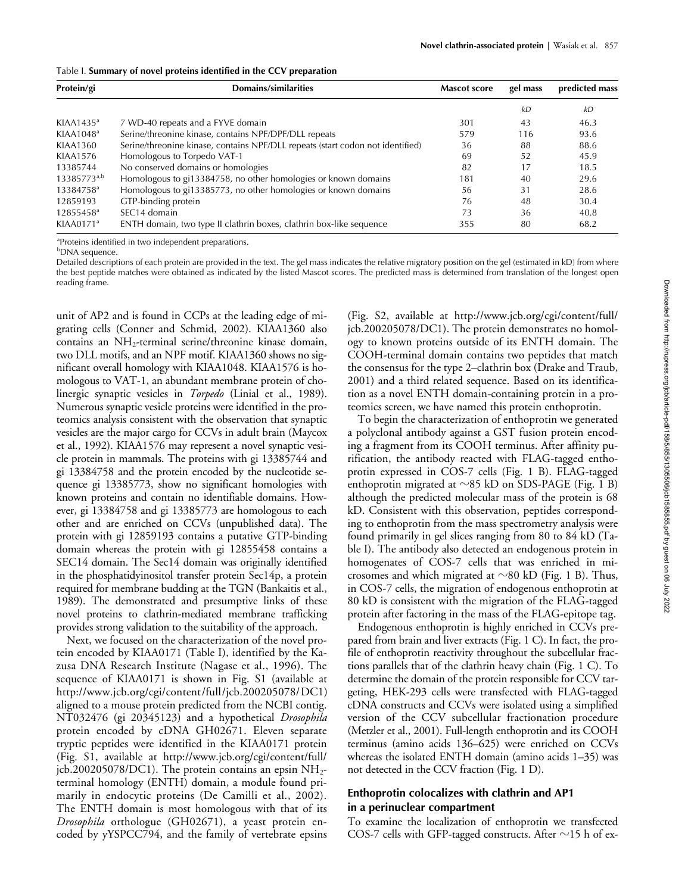Table I. **Summary of novel proteins identified in the CCV preparation**

| Protein/gi | Domains/similarities | Mascot score | gel mass | predicted mass |
|---|---|---|---|---|
| | | | *kD* | *kD* |
| KIAA1435[a] | 7 WD-40 repeats and a FYVE domain | 301 | 43 | 46.3 |
| KIAA1048[a] | Serine/threonine kinase, contains NPF/DPF/DLL repeats | 579 | 116 | 93.6 |
| KIAA1360 | Serine/threonine kinase, contains NPF/DLL repeats (start codon not identified) | 36 | 88 | 88.6 |
| KIAA1576 | Homologous to Torpedo VAT-1 | 69 | 52 | 45.9 |
| 13385744 | No conserved domains or homologies | 82 | 17 | 18.5 |
| 13385773[a,b] | Homologous to gi13384758, no other homologies or known domains | 181 | 40 | 29.6 |
| 13384758[a] | Homologous to gi13385773, no other homologies or known domains | 56 | 31 | 28.6 |
| 12859193 | GTP-binding protein | 76 | 48 | 30.4 |
| 12855458[a] | SEC14 domain | 73 | 36 | 40.8 |
| KIAA0171[a] | ENTH domain, two type II clathrin boxes, clathrin box-like sequence | 355 | 80 | 68.2 |

[a]Proteins identified in two independent preparations.

[b]DNA sequence.

Detailed descriptions of each protein are provided in the text. The gel mass indicates the relative migratory position on the gel (estimated in kD) from where the best peptide matches were obtained as indicated by the listed Mascot scores. The predicted mass is determined from translation of the longest open reading frame.

unit of AP2 and is found in CCPs at the leading edge of migrating cells (Conner and Schmid, 2002). KIAA1360 also contains an $NH_2$-terminal serine/threonine kinase domain, two DLL motifs, and an NPF motif. KIAA1360 shows no significant overall homology with KIAA1048. KIAA1576 is homologous to VAT-1, an abundant membrane protein of cholinergic synaptic vesicles in *Torpedo* (Linial et al., 1989). Numerous synaptic vesicle proteins were identified in the proteomics analysis consistent with the observation that synaptic vesicles are the major cargo for CCVs in adult brain (Maycox et al., 1992). KIAA1576 may represent a novel synaptic vesicle protein in mammals. The proteins with gi 13385744 and gi 13384758 and the protein encoded by the nucleotide sequence gi 13385773, show no significant homologies with known proteins and contain no identifiable domains. However, gi 13384758 and gi 13385773 are homologous to each other and are enriched on CCVs (unpublished data). The protein with gi 12859193 contains a putative GTP-binding domain whereas the protein with gi 12855458 contains a SEC14 domain. The Sec14 domain was originally identified in the phosphatidyinositol transfer protein Sec14p, a protein required for membrane budding at the TGN (Bankaitis et al., 1989). The demonstrated and presumptive links of these novel proteins to clathrin-mediated membrane trafficking provides strong validation to the suitability of the approach.

Next, we focused on the characterization of the novel protein encoded by KIAA0171 (Table I), identified by the Kazusa DNA Research Institute (Nagase et al., 1996). The sequence of KIAA0171 is shown in Fig. S1 (available at http://www.jcb.org/cgi/content/full/jcb.200205078/DC1) aligned to a mouse protein predicted from the NCBI contig. NT032476 (gi 20345123) and a hypothetical *Drosophila* protein encoded by cDNA GH02671. Eleven separate tryptic peptides were identified in the KIAA0171 protein (Fig. S1, available at http://www.jcb.org/cgi/content/full/jcb.200205078/DC1). The protein contains an epsin $NH_2$-terminal homology (ENTH) domain, a module found primarily in endocytic proteins (De Camilli et al., 2002). The ENTH domain is most homologous with that of its *Drosophila* orthologue (GH02671), a yeast protein encoded by yYSPCC794, and the family of vertebrate epsins (Fig. S2, available at http://www.jcb.org/cgi/content/full/jcb.200205078/DC1). The protein demonstrates no homology to known proteins outside of its ENTH domain. The COOH-terminal domain contains two peptides that match the consensus for the type 2–clathrin box (Drake and Traub, 2001) and a third related sequence. Based on its identification as a novel ENTH domain-containing protein in a proteomics screen, we have named this protein enthoprotin.

To begin the characterization of enthoprotin we generated a polyclonal antibody against a GST fusion protein encoding a fragment from its COOH terminus. After affinity purification, the antibody reacted with FLAG-tagged enthoprotin expressed in COS-7 cells (Fig. 1 B). FLAG-tagged enthoprotin migrated at ~85 kD on SDS-PAGE (Fig. 1 B) although the predicted molecular mass of the protein is 68 kD. Consistent with this observation, peptides corresponding to enthoprotin from the mass spectrometry analysis were found primarily in gel slices ranging from 80 to 84 kD (Table I). The antibody also detected an endogenous protein in homogenates of COS-7 cells that was enriched in microsomes and which migrated at ~80 kD (Fig. 1 B). Thus, in COS-7 cells, the migration of endogenous enthoprotin at 80 kD is consistent with the migration of the FLAG-tagged protein after factoring in the mass of the FLAG-epitope tag.

Endogenous enthoprotin is highly enriched in CCVs prepared from brain and liver extracts (Fig. 1 C). In fact, the profile of enthoprotin reactivity throughout the subcellular fractions parallels that of the clathrin heavy chain (Fig. 1 C). To determine the domain of the protein responsible for CCV targeting, HEK-293 cells were transfected with FLAG-tagged cDNA constructs and CCVs were isolated using a simplified version of the CCV subcellular fractionation procedure (Metzler et al., 2001). Full-length enthoprotin and its COOH terminus (amino acids 136–625) were enriched on CCVs whereas the isolated ENTH domain (amino acids 1–35) was not detected in the CCV fraction (Fig. 1 D).

## Enthoprotin colocalizes with clathrin and AP1 in a perinuclear compartment

To examine the localization of enthoprotin we transfected COS-7 cells with GFP-tagged constructs. After ~15 h of ex-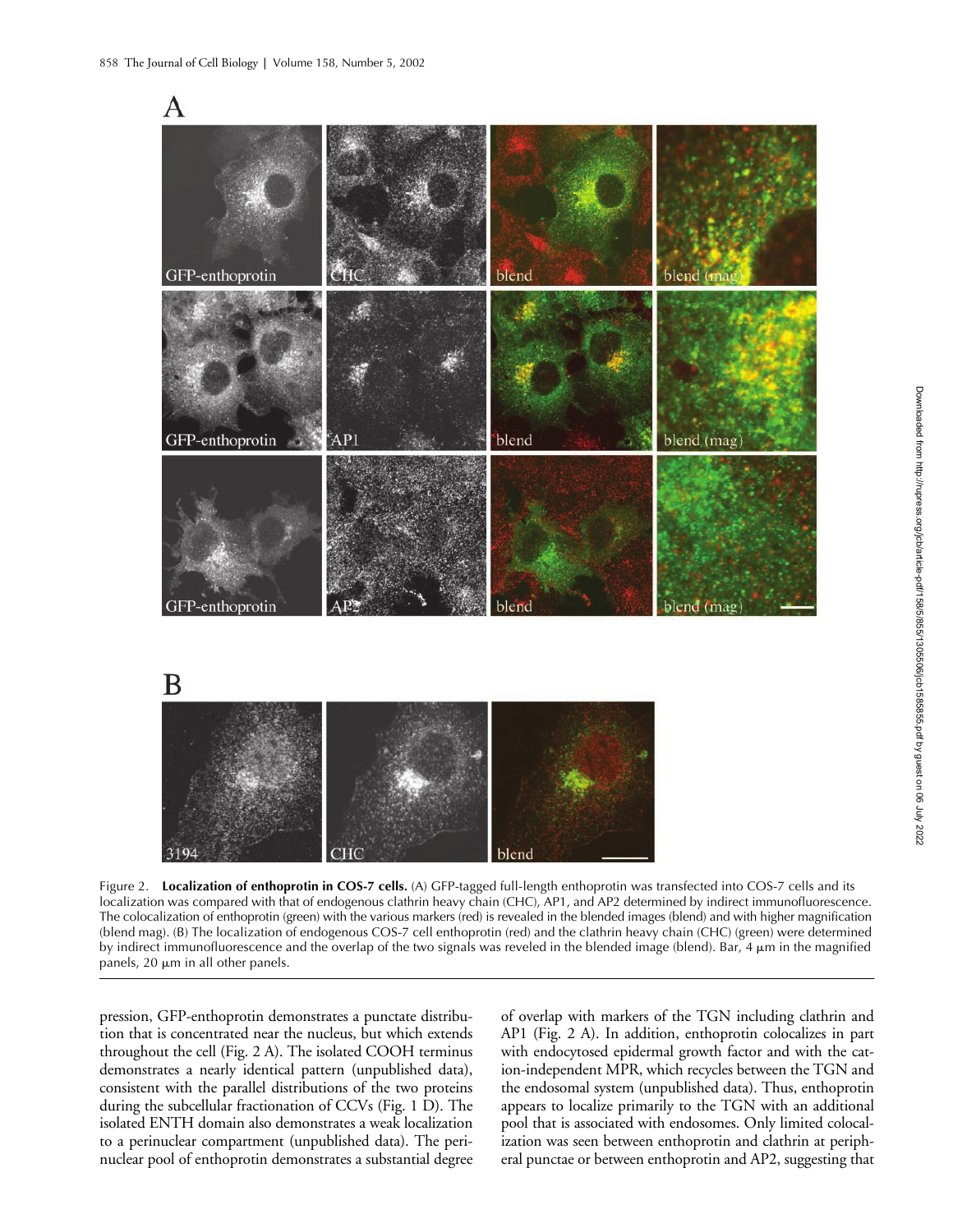Figure 2. **Localization of enthoprotin in COS-7 cells.** (A) GFP-tagged full-length enthoprotin was transfected into COS-7 cells and its localization was compared with that of endogenous clathrin heavy chain (CHC), AP1, and AP2 determined by indirect immunofluorescence. The colocalization of enthoprotin (green) with the various markers (red) is revealed in the blended images (blend) and with higher magnification (blend mag). (B) The localization of endogenous COS-7 cell enthoprotin (red) and the clathrin heavy chain (CHC) (green) were determined by indirect immunofluorescence and the overlap of the two signals was reveled in the blended image (blend). Bar, 4 μm in the magnified panels, 20 μm in all other panels.

pression, GFP-enthoprotin demonstrates a punctate distribution that is concentrated near the nucleus, but which extends throughout the cell (Fig. 2 A). The isolated COOH terminus demonstrates a nearly identical pattern (unpublished data), consistent with the parallel distributions of the two proteins during the subcellular fractionation of CCVs (Fig. 1 D). The isolated ENTH domain also demonstrates a weak localization to a perinuclear compartment (unpublished data). The perinuclear pool of enthoprotin demonstrates a substantial degree of overlap with markers of the TGN including clathrin and AP1 (Fig. 2 A). In addition, enthoprotin colocalizes in part with endocytosed epidermal growth factor and with the cation-independent MPR, which recycles between the TGN and the endosomal system (unpublished data). Thus, enthoprotin appears to localize primarily to the TGN with an additional pool that is associated with endosomes. Only limited colocalization was seen between enthoprotin and clathrin at peripheral punctae or between enthoprotin and AP2, suggesting that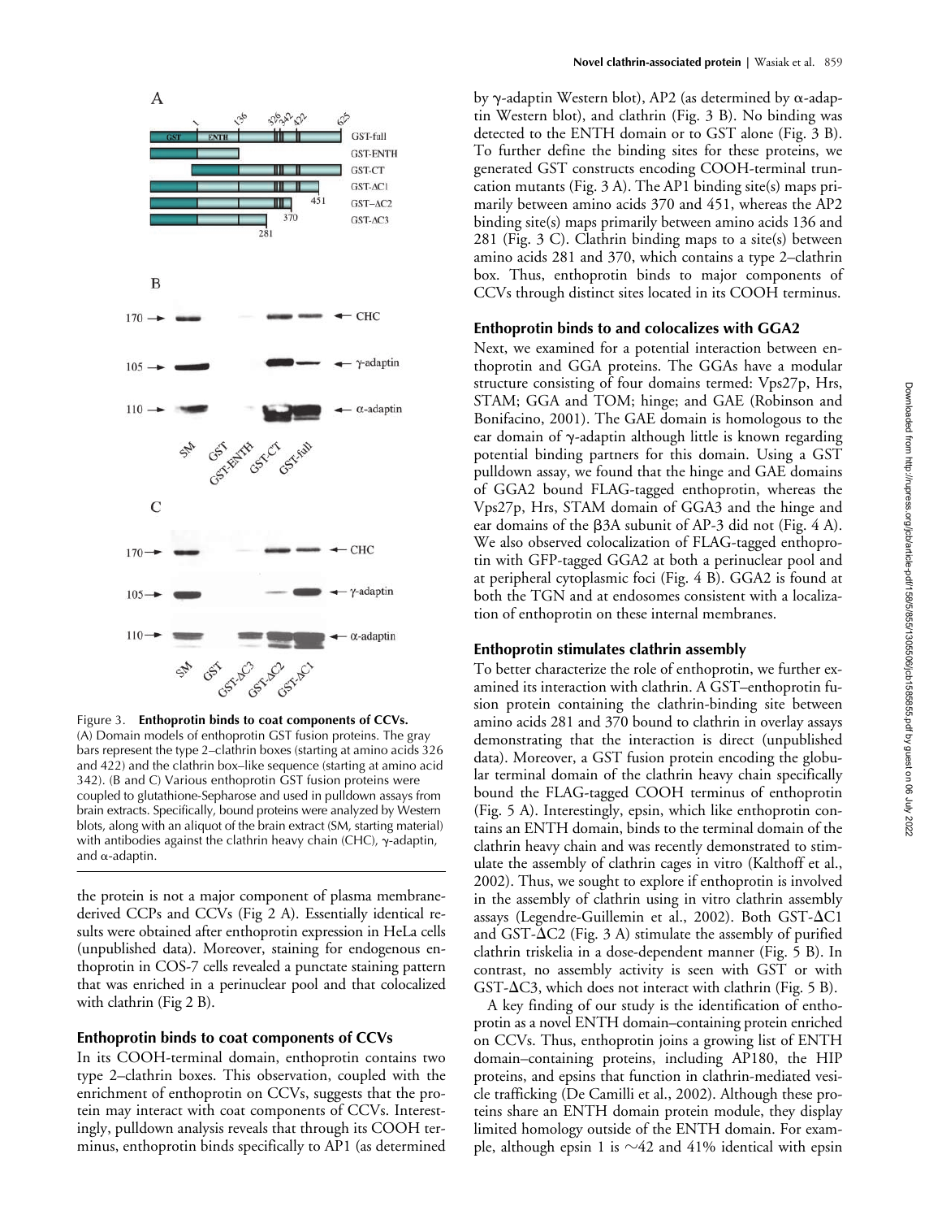Figure 3. **Enthoprotin binds to coat components of CCVs.** (A) Domain models of enthoprotin GST fusion proteins. The gray bars represent the type 2–clathrin boxes (starting at amino acids 326 and 422) and the clathrin box–like sequence (starting at amino acid 342). (B and C) Various enthoprotin GST fusion proteins were coupled to glutathione-Sepharose and used in pulldown assays from brain extracts. Specifically, bound proteins were analyzed by Western blots, along with an aliquot of the brain extract (SM, starting material) with antibodies against the clathrin heavy chain (CHC), γ-adaptin, and α-adaptin.

the protein is not a major component of plasma membrane–derived CCPs and CCVs (Fig 2 A). Essentially identical results were obtained after enthoprotin expression in HeLa cells (unpublished data). Moreover, staining for endogenous enthoprotin in COS-7 cells revealed a punctate staining pattern that was enriched in a perinuclear pool and that colocalized with clathrin (Fig 2 B).

## Enthoprotin binds to coat components of CCVs

In its COOH-terminal domain, enthoprotin contains two type 2–clathrin boxes. This observation, coupled with the enrichment of enthoprotin on CCVs, suggests that the protein may interact with coat components of CCVs. Interestingly, pulldown analysis reveals that through its COOH terminus, enthoprotin binds specifically to AP1 (as determined by γ-adaptin Western blot), AP2 (as determined by α-adaptin Western blot), and clathrin (Fig. 3 B). No binding was detected to the ENTH domain or to GST alone (Fig. 3 B). To further define the binding sites for these proteins, we generated GST constructs encoding COOH-terminal truncation mutants (Fig. 3 A). The AP1 binding site(s) maps primarily between amino acids 370 and 451, whereas the AP2 binding site(s) maps primarily between amino acids 136 and 281 (Fig. 3 C). Clathrin binding maps to a site(s) between amino acids 281 and 370, which contains a type 2–clathrin box. Thus, enthoprotin binds to major components of CCVs through distinct sites located in its COOH terminus.

## Enthoprotin binds to and colocalizes with GGA2

Next, we examined for a potential interaction between enthoprotin and GGA proteins. The GGAs have a modular structure consisting of four domains termed: Vps27p, Hrs, STAM; GGA and TOM; hinge; and GAE (Robinson and Bonifacino, 2001). The GAE domain is homologous to the ear domain of γ-adaptin although little is known regarding potential binding partners for this domain. Using a GST pulldown assay, we found that the hinge and GAE domains of GGA2 bound FLAG-tagged enthoprotin, whereas the Vps27p, Hrs, STAM domain of GGA3 and the hinge and ear domains of the β3A subunit of AP-3 did not (Fig. 4 A). We also observed colocalization of FLAG-tagged enthoprotin with GFP-tagged GGA2 at both a perinuclear pool and at peripheral cytoplasmic foci (Fig. 4 B). GGA2 is found at both the TGN and at endosomes consistent with a localization of enthoprotin on these internal membranes.

## Enthoprotin stimulates clathrin assembly

To better characterize the role of enthoprotin, we further examined its interaction with clathrin. A GST–enthoprotin fusion protein containing the clathrin-binding site between amino acids 281 and 370 bound to clathrin in overlay assays demonstrating that the interaction is direct (unpublished data). Moreover, a GST fusion protein encoding the globular terminal domain of the clathrin heavy chain specifically bound the FLAG-tagged COOH terminus of enthoprotin (Fig. 5 A). Interestingly, epsin, which like enthoprotin contains an ENTH domain, binds to the terminal domain of the clathrin heavy chain and was recently demonstrated to stimulate the assembly of clathrin cages in vitro (Kalthoff et al., 2002). Thus, we sought to explore if enthoprotin is involved in the assembly of clathrin using in vitro clathrin assembly assays (Legendre-Guillemin et al., 2002). Both GST-ΔC1 and GST-ΔC2 (Fig. 3 A) stimulate the assembly of purified clathrin triskelia in a dose-dependent manner (Fig. 5 B). In contrast, no assembly activity is seen with GST or with GST-ΔC3, which does not interact with clathrin (Fig. 5 B).

A key finding of our study is the identification of enthoprotin as a novel ENTH domain–containing protein enriched on CCVs. Thus, enthoprotin joins a growing list of ENTH domain–containing proteins, including AP180, the HIP proteins, and epsins that function in clathrin-mediated vesicle trafficking (De Camilli et al., 2002). Although these proteins share an ENTH domain protein module, they display limited homology outside of the ENTH domain. For example, although epsin 1 is ~42 and 41% identical with epsin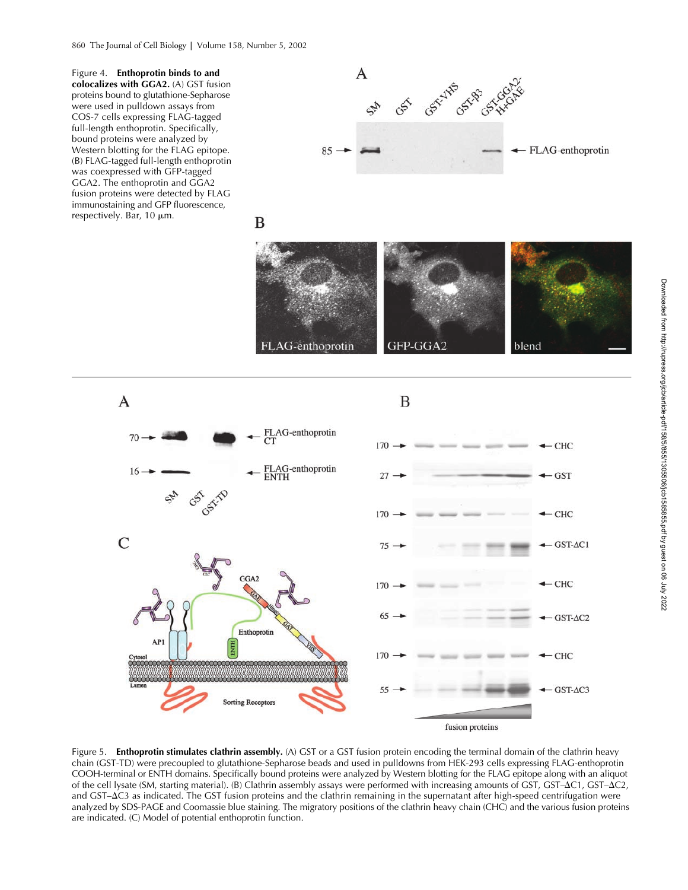**Figure 4. Enthoprotin binds to and colocalizes with GGA2.** (A) GST fusion proteins bound to glutathione-Sepharose were used in pulldown assays from COS-7 cells expressing FLAG-tagged full-length enthoprotin. Specifically, bound proteins were analyzed by Western blotting for the FLAG epitope. (B) FLAG-tagged full-length enthoprotin was coexpressed with GFP-tagged GGA2. The enthoprotin and GGA2 fusion proteins were detected by FLAG immunostaining and GFP fluorescence, respectively. Bar, 10 μm.

**Figure 5. Enthoprotin stimulates clathrin assembly.** (A) GST or a GST fusion protein encoding the terminal domain of the clathrin heavy chain (GST-TD) were precoupled to glutathione-Sepharose beads and used in pulldowns from HEK-293 cells expressing FLAG-enthoprotin COOH-terminal or ENTH domains. Specifically bound proteins were analyzed by Western blotting for the FLAG epitope along with an aliquot of the cell lysate (SM, starting material). (B) Clathrin assembly assays were performed with increasing amounts of GST, GST–ΔC1, GST–ΔC2, and GST–ΔC3 as indicated. The GST fusion proteins and the clathrin remaining in the supernatant after high-speed centrifugation were analyzed by SDS-PAGE and Coomassie blue staining. The migratory positions of the clathrin heavy chain (CHC) and the various fusion proteins are indicated. (C) Model of potential enthoprotin function.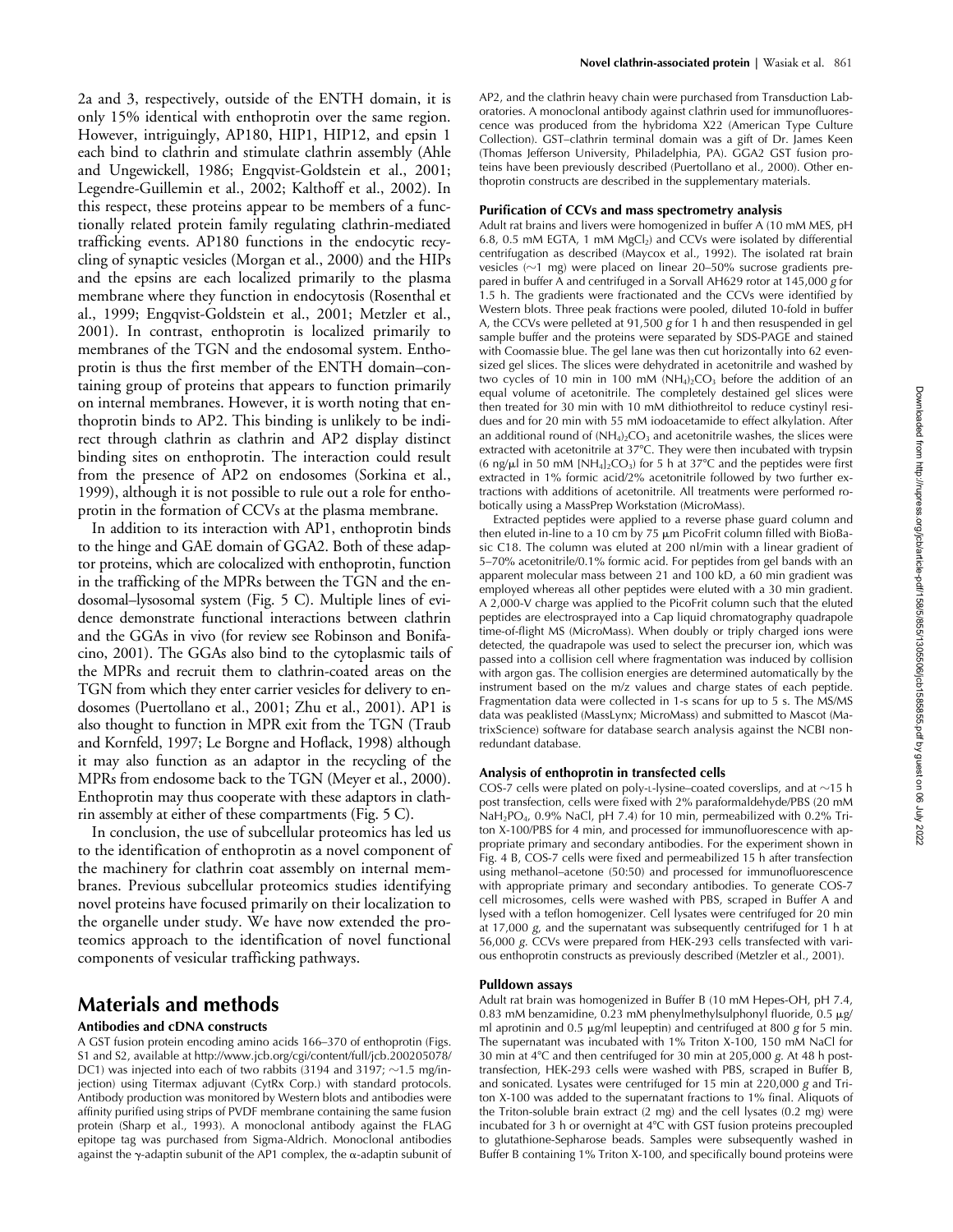2a and 3, respectively, outside of the ENTH domain, it is only 15% identical with enthoprotin over the same region. However, intriguingly, AP180, HIP1, HIP12, and epsin 1 each bind to clathrin and stimulate clathrin assembly (Ahle and Ungewickell, 1986; Engqvist-Goldstein et al., 2001; Legendre-Guillemin et al., 2002; Kalthoff et al., 2002). In this respect, these proteins appear to be members of a functionally related protein family regulating clathrin-mediated trafficking events. AP180 functions in the endocytic recycling of synaptic vesicles (Morgan et al., 2000) and the HIPs and the epsins are each localized primarily to the plasma membrane where they function in endocytosis (Rosenthal et al., 1999; Engqvist-Goldstein et al., 2001; Metzler et al., 2001). In contrast, enthoprotin is localized primarily to membranes of the TGN and the endosomal system. Enthoprotin is thus the first member of the ENTH domain–containing group of proteins that appears to function primarily on internal membranes. However, it is worth noting that enthoprotin binds to AP2. This binding is unlikely to be indirect through clathrin as clathrin and AP2 display distinct binding sites on enthoprotin. The interaction could result from the presence of AP2 on endosomes (Sorkina et al., 1999), although it is not possible to rule out a role for enthoprotin in the formation of CCVs at the plasma membrane.

In addition to its interaction with AP1, enthoprotin binds to the hinge and GAE domain of GGA2. Both of these adaptor proteins, which are colocalized with enthoprotin, function in the trafficking of the MPRs between the TGN and the endosomal–lysosomal system (Fig. 5 C). Multiple lines of evidence demonstrate functional interactions between clathrin and the GGAs in vivo (for review see Robinson and Bonifacino, 2001). The GGAs also bind to the cytoplasmic tails of the MPRs and recruit them to clathrin-coated areas on the TGN from which they enter carrier vesicles for delivery to endosomes (Puertollano et al., 2001; Zhu et al., 2001). AP1 is also thought to function in MPR exit from the TGN (Traub and Kornfeld, 1997; Le Borgne and Hoflack, 1998) although it may also function as an adaptor in the recycling of the MPRs from endosome back to the TGN (Meyer et al., 2000). Enthoprotin may thus cooperate with these adaptors in clathrin assembly at either of these compartments (Fig. 5 C).

In conclusion, the use of subcellular proteomics has led us to the identification of enthoprotin as a novel component of the machinery for clathrin coat assembly on internal membranes. Previous subcellular proteomics studies identifying novel proteins have focused primarily on their localization to the organelle under study. We have now extended the proteomics approach to the identification of novel functional components of vesicular trafficking pathways.

# Materials and methods

### Antibodies and cDNA constructs

A GST fusion protein encoding amino acids 166–370 of enthoprotin (Figs. S1 and S2, available at http://www.jcb.org/cgi/content/full/jcb.200205078/DC1) was injected into each of two rabbits (3194 and 3197; ~1.5 mg/injection) using Titermax adjuvant (CytRx Corp.) with standard protocols. Antibody production was monitored by Western blots and antibodies were affinity purified using strips of PVDF membrane containing the same fusion protein (Sharp et al., 1993). A monoclonal antibody against the FLAG epitope tag was purchased from Sigma-Aldrich. Monoclonal antibodies against the γ-adaptin subunit of the AP1 complex, the α-adaptin subunit of AP2, and the clathrin heavy chain were purchased from Transduction Laboratories. A monoclonal antibody against clathrin used for immunofluorescence was produced from the hybridoma X22 (American Type Culture Collection). GST–clathrin terminal domain was a gift of Dr. James Keen (Thomas Jefferson University, Philadelphia, PA). GGA2 GST fusion proteins have been previously described (Puertollano et al., 2000). Other enthoprotin constructs are described in the supplementary materials.

### Purification of CCVs and mass spectrometry analysis

Adult rat brains and livers were homogenized in buffer A (10 mM MES, pH 6.8, 0.5 mM EGTA, 1 mM $MgCl_2$) and CCVs were isolated by differential centrifugation as described (Maycox et al., 1992). The isolated rat brain vesicles (~1 mg) were placed on linear 20–50% sucrose gradients prepared in buffer A and centrifuged in a Sorvall AH629 rotor at 145,000 *g* for 1.5 h. The gradients were fractionated and the CCVs were identified by Western blots. Three peak fractions were pooled, diluted 10-fold in buffer A, the CCVs were pelleted at 91,500 *g* for 1 h and then resuspended in gel sample buffer and the proteins were separated by SDS-PAGE and stained with Coomassie blue. The gel lane was then cut horizontally into 62 even-sized gel slices. The slices were dehydrated in acetonitrile and washed by two cycles of 10 min in 100 mM $(NH_4)_2CO_3$ before the addition of an equal volume of acetonitrile. The completely destained gel slices were then treated for 30 min with 10 mM dithiothreitol to reduce cystinyl residues and for 20 min with 55 mM iodoacetamide to effect alkylation. After an additional round of $(NH_4)_2CO_3$ and acetonitrile washes, the slices were extracted with acetonitrile at 37°C. They were then incubated with trypsin (6 ng/μl in 50 mM $[NH_4]_2CO_3$) for 5 h at 37°C and the peptides were first extracted in 1% formic acid/2% acetonitrile followed by two further extractions with additions of acetonitrile. All treatments were performed robotically using a MassPrep Workstation (MicroMass).

Extracted peptides were applied to a reverse phase guard column and then eluted in-line to a 10 cm by 75 μm PicoFrit column filled with BioBasic C18. The column was eluted at 200 nl/min with a linear gradient of 5–70% acetonitrile/0.1% formic acid. For peptides from gel bands with an apparent molecular mass between 21 and 100 kD, a 60 min gradient was employed whereas all other peptides were eluted with a 30 min gradient. A 2,000-V charge was applied to the PicoFrit column such that the eluted peptides are electrosprayed into a Cap liquid chromatography quadrapole time-of-flight MS (MicroMass). When doubly or triply charged ions were detected, the quadrapole was used to select the precurser ion, which was passed into a collision cell where fragmentation was induced by collision with argon gas. The collision energies are determined automatically by the instrument based on the m/z values and charge states of each peptide. Fragmentation data were collected in 1-s scans for up to 5 s. The MS/MS data was peaklisted (MassLynx; MicroMass) and submitted to Mascot (MatrixScience) software for database search analysis against the NCBI nonredundant database.

### Analysis of enthoprotin in transfected cells

COS-7 cells were plated on poly-L-lysine–coated coverslips, and at ~15 h post transfection, cells were fixed with 2% paraformaldehyde/PBS (20 mM $NaH_2PO_4$, 0.9% NaCl, pH 7.4) for 10 min, permeabilized with 0.2% Triton X-100/PBS for 4 min, and processed for immunofluorescence with appropriate primary and secondary antibodies. For the experiment shown in Fig. 4 B, COS-7 cells were fixed and permeabilized 15 h after transfection using methanol–acetone (50:50) and processed for immunofluorescence with appropriate primary and secondary antibodies. To generate COS-7 cell microsomes, cells were washed with PBS, scraped in Buffer A and lysed with a teflon homogenizer. Cell lysates were centrifuged for 20 min at 17,000 *g*, and the supernatant was subsequently centrifuged for 1 h at 56,000 *g*. CCVs were prepared from HEK-293 cells transfected with various enthoprotin constructs as previously described (Metzler et al., 2001).

### Pulldown assays

Adult rat brain was homogenized in Buffer B (10 mM Hepes-OH, pH 7.4, 0.83 mM benzamidine, 0.23 mM phenylmethylsulphonyl fluoride, 0.5 μg/ml aprotinin and 0.5 μg/ml leupeptin) and centrifuged at 800 *g* for 5 min. The supernatant was incubated with 1% Triton X-100, 150 mM NaCl for 30 min at 4°C and then centrifuged for 30 min at 205,000 *g*. At 48 h posttransfection, HEK-293 cells were washed with PBS, scraped in Buffer B, and sonicated. Lysates were centrifuged for 15 min at 220,000 *g* and Triton X-100 was added to the supernatant fractions to 1% final. Aliquots of the Triton-soluble brain extract (2 mg) and the cell lysates (0.2 mg) were incubated for 3 h or overnight at 4°C with GST fusion proteins precoupled to glutathione-Sepharose beads. Samples were subsequently washed in Buffer B containing 1% Triton X-100, and specifically bound proteins were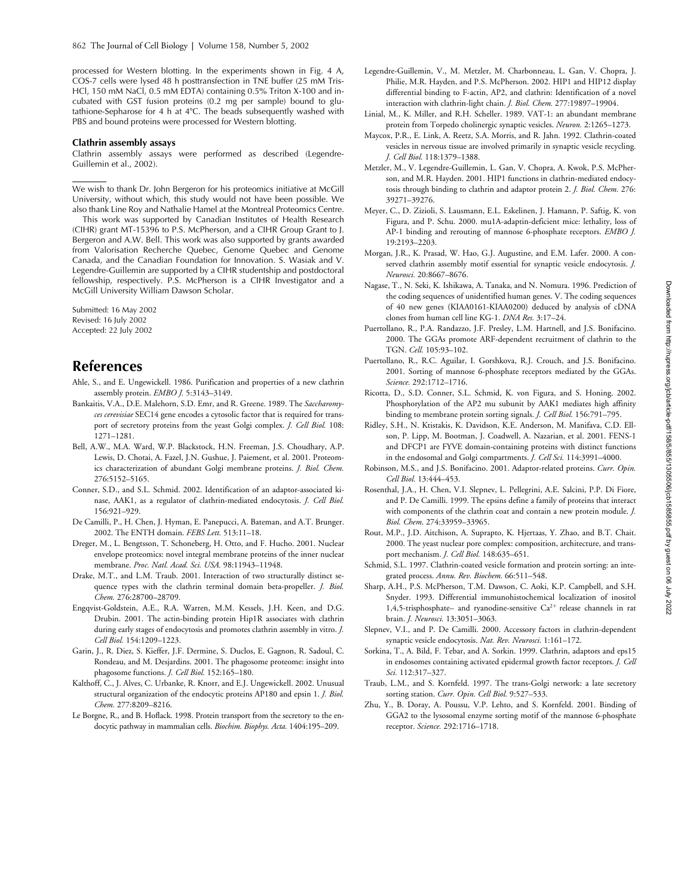processed for Western blotting. In the experiments shown in Fig. 4 A, COS-7 cells were lysed 48 h posttransfection in TNE buffer (25 mM Tris-HCl, 150 mM NaCl, 0.5 mM EDTA) containing 0.5% Triton X-100 and incubated with GST fusion proteins (0.2 mg per sample) bound to glutathione-Sepharose for 4 h at 4°C. The beads subsequently washed with PBS and bound proteins were processed for Western blotting.

### Clathrin assembly assays

Clathrin assembly assays were performed as described (Legendre-Guillemin et al., 2002).

We wish to thank Dr. John Bergeron for his proteomics initiative at McGill University, without which, this study would not have been possible. We also thank Line Roy and Nathalie Hamel at the Montreal Proteomics Centre.

This work was supported by Canadian Institutes of Health Research (CIHR) grant MT-15396 to P.S. McPherson, and a CIHR Group Grant to J. Bergeron and A.W. Bell. This work was also supported by grants awarded from Valorisation Recherche Quebec, Genome Quebec and Genome Canada, and the Canadian Foundation for Innovation. S. Wasiak and V. Legendre-Guillemin are supported by a CIHR studentship and postdoctoral fellowship, respectively. P.S. McPherson is a CIHR Investigator and a McGill University William Dawson Scholar.

Submitted: 16 May 2002
Revised: 16 July 2002
Accepted: 22 July 2002

## References

Ahle, S., and E. Ungewickell. 1986. Purification and properties of a new clathrin assembly protein. *EMBO J.* 5:3143–3149.

Bankaitis, V.A., D.E. Malehorn, S.D. Emr, and R. Greene. 1989. The *Saccharomyces cerevisiae* SEC14 gene encodes a cytosolic factor that is required for transport of secretory proteins from the yeast Golgi complex. *J. Cell Biol.* 108: 1271–1281.

Bell, A.W., M.A. Ward, W.P. Blackstock, H.N. Freeman, J.S. Choudhary, A.P. Lewis, D. Chotai, A. Fazel, J.N. Gushue, J. Paiement, et al. 2001. Proteomics characterization of abundant Golgi membrane proteins. *J. Biol. Chem.* 276:5152–5165.

Conner, S.D., and S.L. Schmid. 2002. Identification of an adaptor-associated kinase, AAK1, as a regulator of clathrin-mediated endocytosis. *J. Cell Biol.* 156:921–929.

De Camilli, P., H. Chen, J. Hyman, E. Panepucci, A. Bateman, and A.T. Brunger. 2002. The ENTH domain. *FEBS Lett.* 513:11–18.

Dreger, M., L. Bengtsson, T. Schoneberg, H. Otto, and F. Hucho. 2001. Nuclear envelope proteomics: novel integral membrane proteins of the inner nuclear membrane. *Proc. Natl. Acad. Sci. USA.* 98:11943–11948.

Drake, M.T., and L.M. Traub. 2001. Interaction of two structurally distinct sequence types with the clathrin terminal domain beta-propeller. *J. Biol. Chem.* 276:28700–28709.

Engqvist-Goldstein, A.E., R.A. Warren, M.M. Kessels, J.H. Keen, and D.G. Drubin. 2001. The actin-binding protein Hip1R associates with clathrin during early stages of endocytosis and promotes clathrin assembly in vitro. *J. Cell Biol.* 154:1209–1223.

Garin, J., R. Diez, S. Kieffer, J.F. Dermine, S. Duclos, E. Gagnon, R. Sadoul, C. Rondeau, and M. Desjardins. 2001. The phagosome proteome: insight into phagosome functions. *J. Cell Biol.* 152:165–180.

Kalthoff, C., J. Alves, C. Urbanke, R. Knorr, and E.J. Ungewickell. 2002. Unusual structural organization of the endocytic proteins AP180 and epsin 1. *J. Biol. Chem.* 277:8209–8216.

Le Borgne, R., and B. Hoflack. 1998. Protein transport from the secretory to the endocytic pathway in mammalian cells. *Biochim. Biophys. Acta.* 1404:195–209.

Legendre-Guillemin, V., M. Metzler, M. Charbonneau, L. Gan, V. Chopra, J. Philie, M.R. Hayden, and P.S. McPherson. 2002. HIP1 and HIP12 display differential binding to F-actin, AP2, and clathrin: Identification of a novel interaction with clathrin-light chain. *J. Biol. Chem.* 277:19897–19904.

Linial, M., K. Miller, and R.H. Scheller. 1989. VAT-1: an abundant membrane protein from Torpedo cholinergic synaptic vesicles. *Neuron.* 2:1265–1273.

Maycox, P.R., E. Link, A. Reetz, S.A. Morris, and R. Jahn. 1992. Clathrin-coated vesicles in nervous tissue are involved primarily in synaptic vesicle recycling. *J. Cell Biol.* 118:1379–1388.

Metzler, M., V. Legendre-Guillemin, L. Gan, V. Chopra, A. Kwok, P.S. McPherson, and M.R. Hayden. 2001. HIP1 functions in clathrin-mediated endocytosis through binding to clathrin and adaptor protein 2. *J. Biol. Chem.* 276: 39271–39276.

Meyer, C., D. Zizioli, S. Lausmann, E.L. Eskelinen, J. Hamann, P. Saftig, K. von Figura, and P. Schu. 2000. mu1A-adaptin-deficient mice: lethality, loss of AP-1 binding and rerouting of mannose 6-phosphate receptors. *EMBO J.* 19:2193–2203.

Morgan, J.R., K. Prasad, W. Hao, G.J. Augustine, and E.M. Lafer. 2000. A conserved clathrin assembly motif essential for synaptic vesicle endocytosis. *J. Neurosci.* 20:8667–8676.

Nagase, T., N. Seki, K. Ishikawa, A. Tanaka, and N. Nomura. 1996. Prediction of the coding sequences of unidentified human genes. V. The coding sequences of 40 new genes (KIAA0161-KIAA0200) deduced by analysis of cDNA clones from human cell line KG-1. *DNA Res.* 3:17–24.

Puertollano, R., P.A. Randazzo, J.F. Presley, L.M. Hartnell, and J.S. Bonifacino. 2000. The GGAs promote ARF-dependent recruitment of clathrin to the TGN. *Cell.* 105:93–102.

Puertollano, R., R.C. Aguilar, I. Gorshkova, R.J. Crouch, and J.S. Bonifacino. 2001. Sorting of mannose 6-phosphate receptors mediated by the GGAs. *Science.* 292:1712–1716.

Ricotta, D., S.D. Conner, S.L. Schmid, K. von Figura, and S. Honing. 2002. Phosphorylation of the AP2 mu subunit by AAK1 mediates high affinity binding to membrane protein sorting signals. *J. Cell Biol.* 156:791–795.

Ridley, S.H., N. Ktistakis, K. Davidson, K.E. Anderson, M. Manifava, C.D. Ellson, P. Lipp, M. Bootman, J. Coadwell, A. Nazarian, et al. 2001. FENS-1 and DFCP1 are FYVE domain-containing proteins with distinct functions in the endosomal and Golgi compartments. *J. Cell Sci.* 114:3991–4000.

Robinson, M.S., and J.S. Bonifacino. 2001. Adaptor-related proteins. *Curr. Opin. Cell Biol.* 13:444–453.

Rosenthal, J.A., H. Chen, V.I. Slepnev, L. Pellegrini, A.E. Salcini, P.P. Di Fiore, and P. De Camilli. 1999. The epsins define a family of proteins that interact with components of the clathrin coat and contain a new protein module. *J. Biol. Chem.* 274:33959–33965.

Rout, M.P., J.D. Aitchison, A. Suprapto, K. Hjertaas, Y. Zhao, and B.T. Chait. 2000. The yeast nuclear pore complex: composition, architecture, and transport mechanism. *J. Cell Biol.* 148:635–651.

Schmid, S.L. 1997. Clathrin-coated vesicle formation and protein sorting: an integrated process. *Annu. Rev. Biochem.* 66:511–548.

Sharp, A.H., P.S. McPherson, T.M. Dawson, C. Aoki, K.P. Campbell, and S.H. Snyder. 1993. Differential immunohistochemical localization of inositol 1,4,5-trisphosphate– and ryanodine-sensitive $Ca^{2+}$ release channels in rat brain. *J. Neurosci.* 13:3051–3063.

Slepnev, V.I., and P. De Camilli. 2000. Accessory factors in clathrin-dependent synaptic vesicle endocytosis. *Nat. Rev. Neurosci.* 1:161–172.

Sorkina, T., A. Bild, F. Tebar, and A. Sorkin. 1999. Clathrin, adaptors and eps15 in endosomes containing activated epidermal growth factor receptors. *J. Cell Sci.* 112:317–327.

Traub, L.M., and S. Kornfeld. 1997. The trans-Golgi network: a late secretory sorting station. *Curr. Opin. Cell Biol.* 9:527–533.

Zhu, Y., B. Doray, A. Poussu, V.P. Lehto, and S. Kornfeld. 2001. Binding of GGA2 to the lysosomal enzyme sorting motif of the mannose 6-phosphate receptor. *Science.* 292:1716–1718.